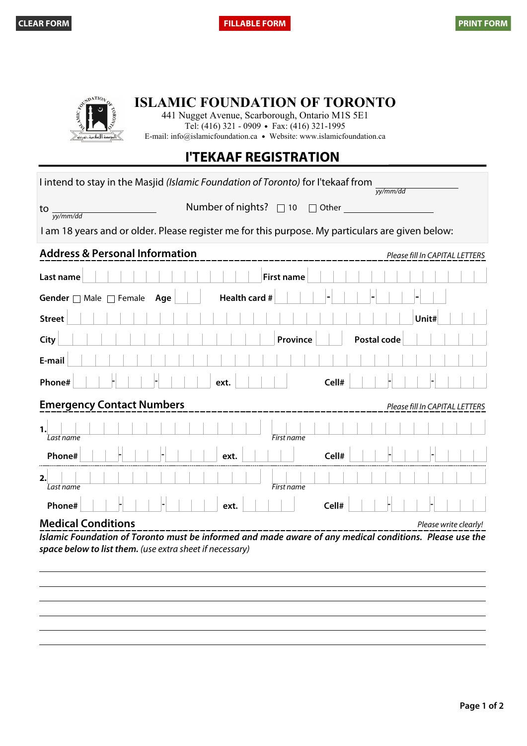CLEAR FORM FILLABLE FORM PRINT FORM

# ISLAMIC FOUNDATION OF TORONTO

441 Nugget Avenue, Scarborough, Ontario M1S 5E1
Tel: (416) 321 - 0909 • Fax: (416) 321-1995
E-mail: info@islamicfoundation.ca • Website: www.islamicfoundation.ca

## I'TEKAAF REGISTRATION

I intend to stay in the Masjid *(Islamic Foundation of Toronto)* for I'tekaaf from \_\_\_\_\_\_\_\_\_\_\_\_ *yy/mm/dd*

to \_\_\_\_\_\_\_\_\_\_\_\_ *yy/mm/dd* Number of nights? ☐ 10 ☐ Other \_\_\_\_\_\_\_\_\_\_\_\_

I am 18 years and or older. Please register me for this purpose. My particulars are given below:

### Address & Personal Information

*Please fill In CAPITAL LETTERS*

**Last name** \_\_\_\_\_\_\_\_\_\_\_\_ **First name** \_\_\_\_\_\_\_\_\_\_\_\_

**Gender** ☐ Male ☐ Female **Age** \_\_\_\_ **Health card #** \_\_\_\_-\_\_\_\_-\_\_\_\_-\_\_\_\_

**Street** \_\_\_\_\_\_\_\_\_\_\_\_ **Unit#** \_\_\_\_

**City** \_\_\_\_\_\_\_\_\_\_\_\_ **Province** \_\_\_\_ **Postal code** \_\_\_\_\_\_

**E-mail** \_\_\_\_\_\_\_\_\_\_\_\_

**Phone#** \_\_\_\_-\_\_\_\_-\_\_\_\_ **ext.** \_\_\_\_ **Cell#** \_\_\_\_-\_\_\_\_-\_\_\_\_

### Emergency Contact Numbers

*Please fill In CAPITAL LETTERS*

**1.** \_\_\_\_\_\_\_\_\_\_\_\_ *Last name* \_\_\_\_\_\_\_\_\_\_\_\_ *First name*

**Phone#** \_\_\_\_-\_\_\_\_-\_\_\_\_ **ext.** \_\_\_\_ **Cell#** \_\_\_\_-\_\_\_\_-\_\_\_\_

**2.** \_\_\_\_\_\_\_\_\_\_\_\_ *Last name* \_\_\_\_\_\_\_\_\_\_\_\_ *First name*

**Phone#** \_\_\_\_-\_\_\_\_-\_\_\_\_ **ext.** \_\_\_\_ **Cell#** \_\_\_\_-\_\_\_\_-\_\_\_\_

### Medical Conditions

*Please write clearly!*

***Islamic Foundation of Toronto must be informed and made aware of any medical conditions. Please use the space below to list them.*** *(use extra sheet if necessary)*

\_\_\_\_\_\_\_\_\_\_\_\_\_\_\_\_\_\_\_\_\_\_\_\_\_\_\_\_\_\_\_\_\_\_\_\_\_\_\_\_

\_\_\_\_\_\_\_\_\_\_\_\_\_\_\_\_\_\_\_\_\_\_\_\_\_\_\_\_\_\_\_\_\_\_\_\_\_\_\_\_

\_\_\_\_\_\_\_\_\_\_\_\_\_\_\_\_\_\_\_\_\_\_\_\_\_\_\_\_\_\_\_\_\_\_\_\_\_\_\_\_

\_\_\_\_\_\_\_\_\_\_\_\_\_\_\_\_\_\_\_\_\_\_\_\_\_\_\_\_\_\_\_\_\_\_\_\_\_\_\_\_

\_\_\_\_\_\_\_\_\_\_\_\_\_\_\_\_\_\_\_\_\_\_\_\_\_\_\_\_\_\_\_\_\_\_\_\_\_\_\_\_

\_\_\_\_\_\_\_\_\_\_\_\_\_\_\_\_\_\_\_\_\_\_\_\_\_\_\_\_\_\_\_\_\_\_\_\_\_\_\_\_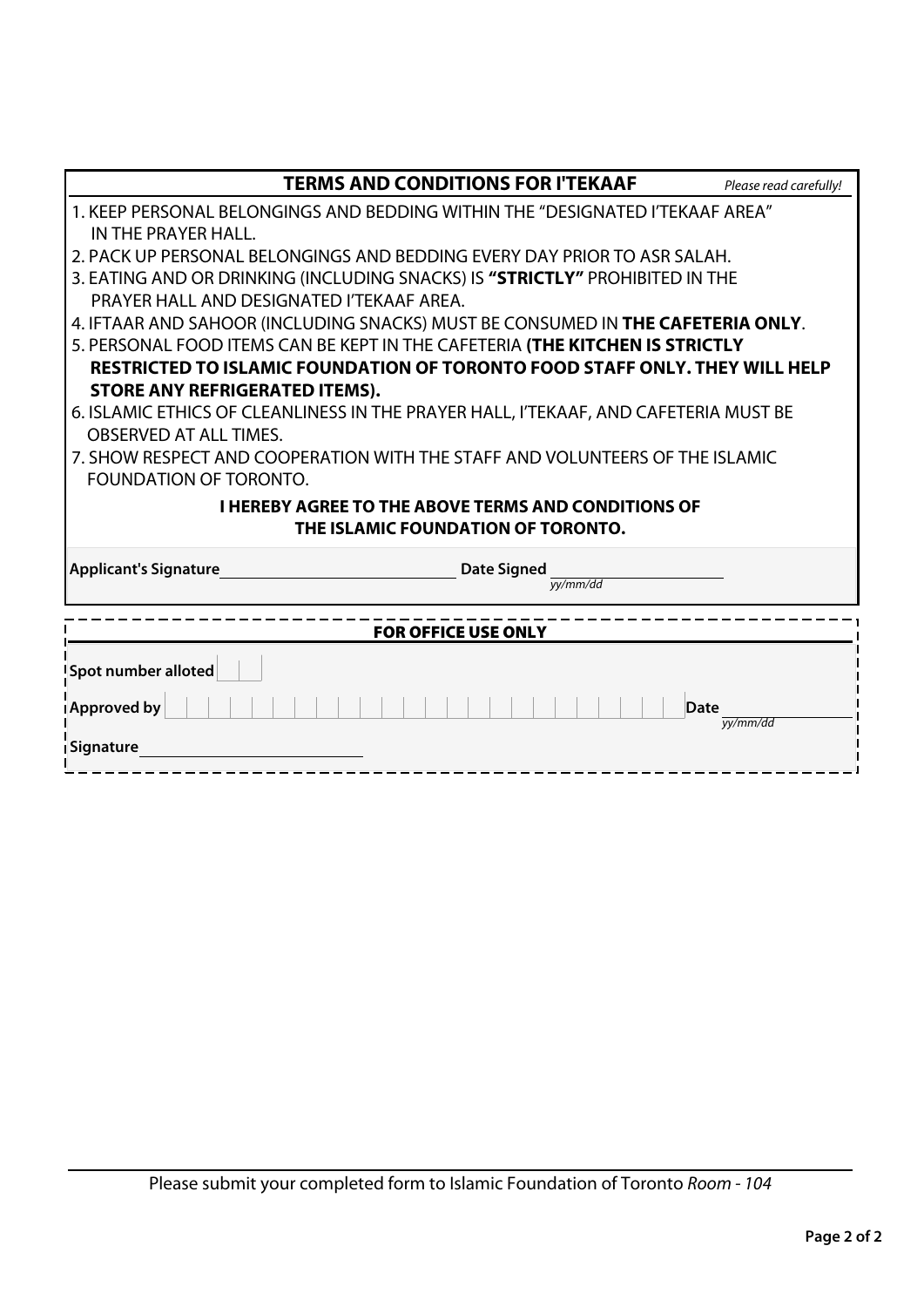## TERMS AND CONDITIONS FOR I'TEKAAF

*Please read carefully!*

1. KEEP PERSONAL BELONGINGS AND BEDDING WITHIN THE "DESIGNATED I'TEKAAF AREA" IN THE PRAYER HALL.
2. PACK UP PERSONAL BELONGINGS AND BEDDING EVERY DAY PRIOR TO ASR SALAH.
3. EATING AND OR DRINKING (INCLUDING SNACKS) IS **"STRICTLY"** PROHIBITED IN THE PRAYER HALL AND DESIGNATED I'TEKAAF AREA.
4. IFTAAR AND SAHOOR (INCLUDING SNACKS) MUST BE CONSUMED IN **THE CAFETERIA ONLY**.
5. PERSONAL FOOD ITEMS CAN BE KEPT IN THE CAFETERIA **(THE KITCHEN IS STRICTLY RESTRICTED TO ISLAMIC FOUNDATION OF TORONTO FOOD STAFF ONLY. THEY WILL HELP STORE ANY REFRIGERATED ITEMS).**
6. ISLAMIC ETHICS OF CLEANLINESS IN THE PRAYER HALL, I'TEKAAF, AND CAFETERIA MUST BE OBSERVED AT ALL TIMES.
7. SHOW RESPECT AND COOPERATION WITH THE STAFF AND VOLUNTEERS OF THE ISLAMIC FOUNDATION OF TORONTO.

**I HEREBY AGREE TO THE ABOVE TERMS AND CONDITIONS OF THE ISLAMIC FOUNDATION OF TORONTO.**

**Applicant's Signature** ______________________ **Date Signed** ______________ *yy/mm/dd*

### FOR OFFICE USE ONLY

**Spot number alloted** __ __

**Approved by** ______________________ **Date** ______________ *yy/mm/dd*

**Signature** ______________________

Please submit your completed form to Islamic Foundation of Toronto *Room - 104*